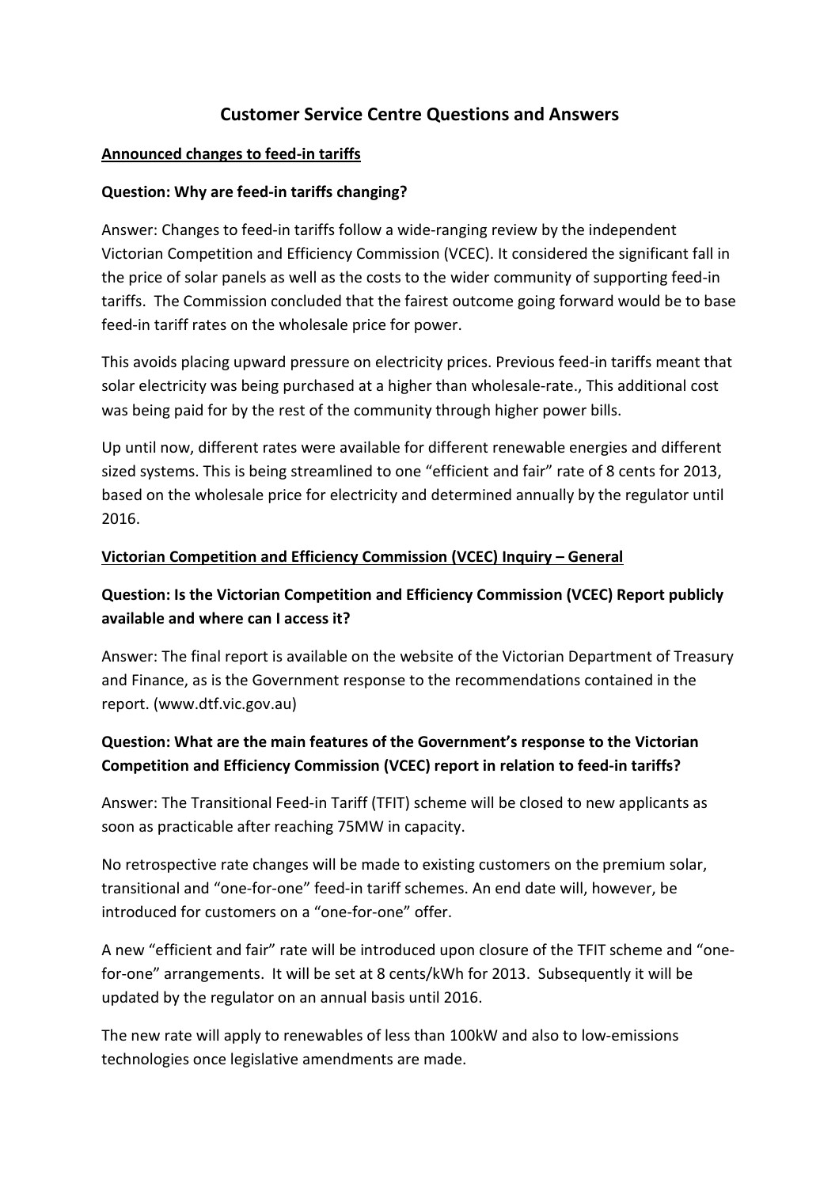# Customer Service Centre Questions and Answers

## Announced changes to feed-in tariffs

### Question: Why are feed-in tariffs changing?

Answer: Changes to feed-in tariffs follow a wide-ranging review by the independent Victorian Competition and Efficiency Commission (VCEC). It considered the significant fall in the price of solar panels as well as the costs to the wider community of supporting feed-in tariffs. The Commission concluded that the fairest outcome going forward would be to base feed-in tariff rates on the wholesale price for power.

This avoids placing upward pressure on electricity prices. Previous feed-in tariffs meant that solar electricity was being purchased at a higher than wholesale-rate., This additional cost was being paid for by the rest of the community through higher power bills.

Up until now, different rates were available for different renewable energies and different sized systems. This is being streamlined to one "efficient and fair" rate of 8 cents for 2013, based on the wholesale price for electricity and determined annually by the regulator until 2016.

## Victorian Competition and Efficiency Commission (VCEC) Inquiry – General

### Question: Is the Victorian Competition and Efficiency Commission (VCEC) Report publicly available and where can I access it?

Answer: The final report is available on the website of the Victorian Department of Treasury and Finance, as is the Government response to the recommendations contained in the report. (www.dtf.vic.gov.au)

### Question: What are the main features of the Government's response to the Victorian Competition and Efficiency Commission (VCEC) report in relation to feed-in tariffs?

Answer: The Transitional Feed-in Tariff (TFIT) scheme will be closed to new applicants as soon as practicable after reaching 75MW in capacity.

No retrospective rate changes will be made to existing customers on the premium solar, transitional and "one-for-one" feed-in tariff schemes. An end date will, however, be introduced for customers on a "one-for-one" offer.

A new "efficient and fair" rate will be introduced upon closure of the TFIT scheme and "one-for-one" arrangements. It will be set at 8 cents/kWh for 2013. Subsequently it will be updated by the regulator on an annual basis until 2016.

The new rate will apply to renewables of less than 100kW and also to low-emissions technologies once legislative amendments are made.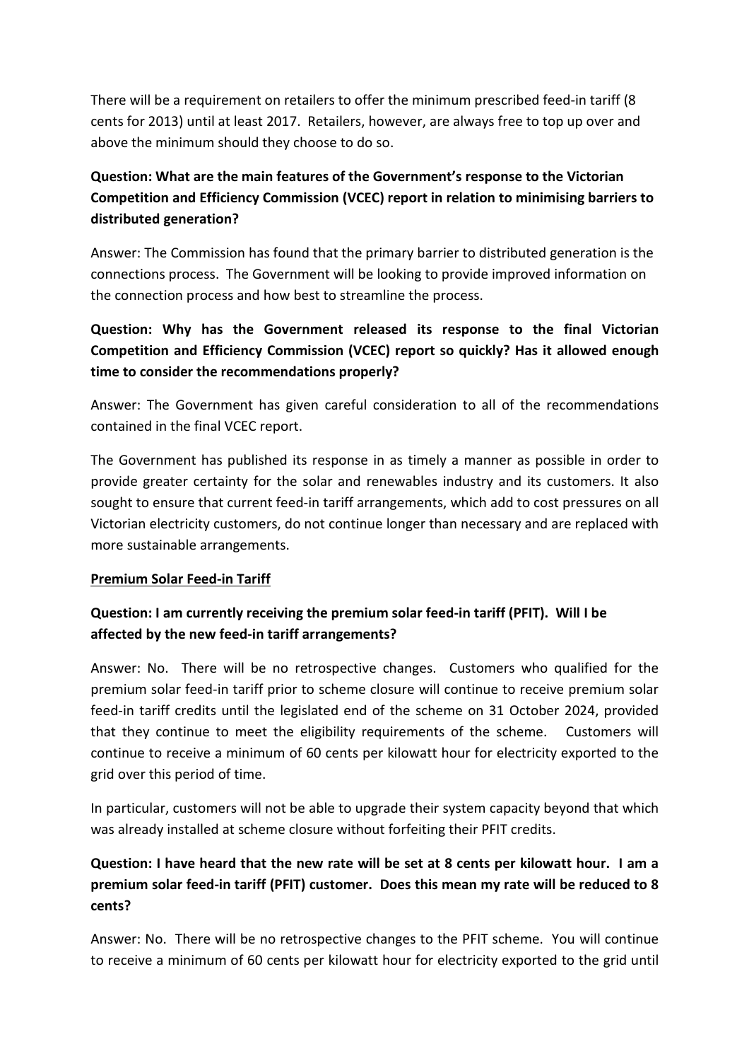There will be a requirement on retailers to offer the minimum prescribed feed-in tariff (8 cents for 2013) until at least 2017. Retailers, however, are always free to top up over and above the minimum should they choose to do so.

**Question: What are the main features of the Government's response to the Victorian Competition and Efficiency Commission (VCEC) report in relation to minimising barriers to distributed generation?**

Answer: The Commission has found that the primary barrier to distributed generation is the connections process. The Government will be looking to provide improved information on the connection process and how best to streamline the process.

**Question: Why has the Government released its response to the final Victorian Competition and Efficiency Commission (VCEC) report so quickly? Has it allowed enough time to consider the recommendations properly?**

Answer: The Government has given careful consideration to all of the recommendations contained in the final VCEC report.

The Government has published its response in as timely a manner as possible in order to provide greater certainty for the solar and renewables industry and its customers. It also sought to ensure that current feed-in tariff arrangements, which add to cost pressures on all Victorian electricity customers, do not continue longer than necessary and are replaced with more sustainable arrangements.

**Premium Solar Feed-in Tariff**

**Question: I am currently receiving the premium solar feed-in tariff (PFIT). Will I be affected by the new feed-in tariff arrangements?**

Answer: No. There will be no retrospective changes. Customers who qualified for the premium solar feed-in tariff prior to scheme closure will continue to receive premium solar feed-in tariff credits until the legislated end of the scheme on 31 October 2024, provided that they continue to meet the eligibility requirements of the scheme. Customers will continue to receive a minimum of 60 cents per kilowatt hour for electricity exported to the grid over this period of time.

In particular, customers will not be able to upgrade their system capacity beyond that which was already installed at scheme closure without forfeiting their PFIT credits.

**Question: I have heard that the new rate will be set at 8 cents per kilowatt hour. I am a premium solar feed-in tariff (PFIT) customer. Does this mean my rate will be reduced to 8 cents?**

Answer: No. There will be no retrospective changes to the PFIT scheme. You will continue to receive a minimum of 60 cents per kilowatt hour for electricity exported to the grid until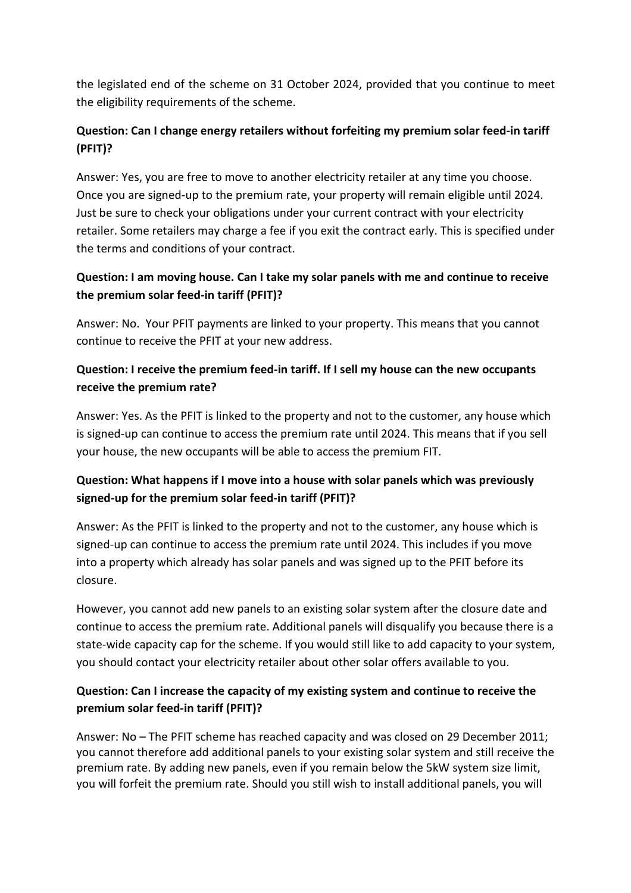the legislated end of the scheme on 31 October 2024, provided that you continue to meet the eligibility requirements of the scheme.

**Question: Can I change energy retailers without forfeiting my premium solar feed-in tariff (PFIT)?**

Answer: Yes, you are free to move to another electricity retailer at any time you choose. Once you are signed-up to the premium rate, your property will remain eligible until 2024. Just be sure to check your obligations under your current contract with your electricity retailer. Some retailers may charge a fee if you exit the contract early. This is specified under the terms and conditions of your contract.

**Question: I am moving house. Can I take my solar panels with me and continue to receive the premium solar feed-in tariff (PFIT)?**

Answer: No. Your PFIT payments are linked to your property. This means that you cannot continue to receive the PFIT at your new address.

**Question: I receive the premium feed-in tariff. If I sell my house can the new occupants receive the premium rate?**

Answer: Yes. As the PFIT is linked to the property and not to the customer, any house which is signed-up can continue to access the premium rate until 2024. This means that if you sell your house, the new occupants will be able to access the premium FIT.

**Question: What happens if I move into a house with solar panels which was previously signed-up for the premium solar feed-in tariff (PFIT)?**

Answer: As the PFIT is linked to the property and not to the customer, any house which is signed-up can continue to access the premium rate until 2024. This includes if you move into a property which already has solar panels and was signed up to the PFIT before its closure.

However, you cannot add new panels to an existing solar system after the closure date and continue to access the premium rate. Additional panels will disqualify you because there is a state-wide capacity cap for the scheme. If you would still like to add capacity to your system, you should contact your electricity retailer about other solar offers available to you.

**Question: Can I increase the capacity of my existing system and continue to receive the premium solar feed-in tariff (PFIT)?**

Answer: No – The PFIT scheme has reached capacity and was closed on 29 December 2011; you cannot therefore add additional panels to your existing solar system and still receive the premium rate. By adding new panels, even if you remain below the 5kW system size limit, you will forfeit the premium rate. Should you still wish to install additional panels, you will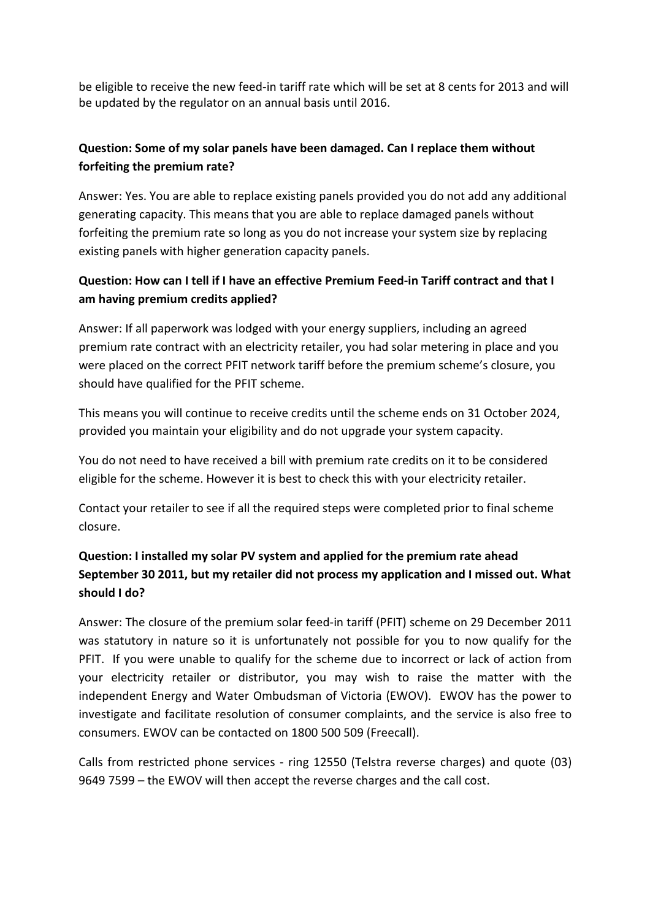be eligible to receive the new feed-in tariff rate which will be set at 8 cents for 2013 and will be updated by the regulator on an annual basis until 2016.

**Question: Some of my solar panels have been damaged. Can I replace them without forfeiting the premium rate?**

Answer: Yes. You are able to replace existing panels provided you do not add any additional generating capacity. This means that you are able to replace damaged panels without forfeiting the premium rate so long as you do not increase your system size by replacing existing panels with higher generation capacity panels.

**Question: How can I tell if I have an effective Premium Feed-in Tariff contract and that I am having premium credits applied?**

Answer: If all paperwork was lodged with your energy suppliers, including an agreed premium rate contract with an electricity retailer, you had solar metering in place and you were placed on the correct PFIT network tariff before the premium scheme's closure, you should have qualified for the PFIT scheme.

This means you will continue to receive credits until the scheme ends on 31 October 2024, provided you maintain your eligibility and do not upgrade your system capacity.

You do not need to have received a bill with premium rate credits on it to be considered eligible for the scheme. However it is best to check this with your electricity retailer.

Contact your retailer to see if all the required steps were completed prior to final scheme closure.

**Question: I installed my solar PV system and applied for the premium rate ahead September 30 2011, but my retailer did not process my application and I missed out. What should I do?**

Answer: The closure of the premium solar feed-in tariff (PFIT) scheme on 29 December 2011 was statutory in nature so it is unfortunately not possible for you to now qualify for the PFIT. If you were unable to qualify for the scheme due to incorrect or lack of action from your electricity retailer or distributor, you may wish to raise the matter with the independent Energy and Water Ombudsman of Victoria (EWOV). EWOV has the power to investigate and facilitate resolution of consumer complaints, and the service is also free to consumers. EWOV can be contacted on 1800 500 509 (Freecall).

Calls from restricted phone services - ring 12550 (Telstra reverse charges) and quote (03) 9649 7599 – the EWOV will then accept the reverse charges and the call cost.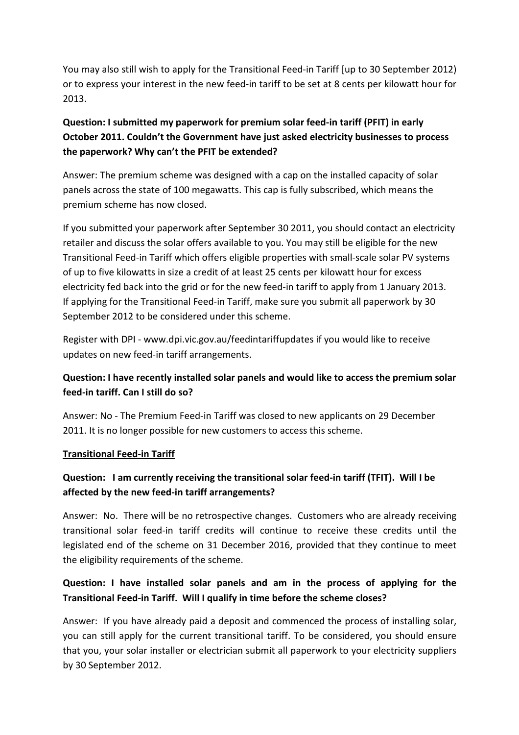You may also still wish to apply for the Transitional Feed-in Tariff [up to 30 September 2012) or to express your interest in the new feed-in tariff to be set at 8 cents per kilowatt hour for 2013.

**Question: I submitted my paperwork for premium solar feed-in tariff (PFIT) in early October 2011. Couldn't the Government have just asked electricity businesses to process the paperwork? Why can't the PFIT be extended?**

Answer: The premium scheme was designed with a cap on the installed capacity of solar panels across the state of 100 megawatts. This cap is fully subscribed, which means the premium scheme has now closed.

If you submitted your paperwork after September 30 2011, you should contact an electricity retailer and discuss the solar offers available to you. You may still be eligible for the new Transitional Feed-in Tariff which offers eligible properties with small-scale solar PV systems of up to five kilowatts in size a credit of at least 25 cents per kilowatt hour for excess electricity fed back into the grid or for the new feed-in tariff to apply from 1 January 2013. If applying for the Transitional Feed-in Tariff, make sure you submit all paperwork by 30 September 2012 to be considered under this scheme.

Register with DPI - www.dpi.vic.gov.au/feedintariffupdates if you would like to receive updates on new feed-in tariff arrangements.

**Question: I have recently installed solar panels and would like to access the premium solar feed-in tariff. Can I still do so?**

Answer: No - The Premium Feed-in Tariff was closed to new applicants on 29 December 2011. It is no longer possible for new customers to access this scheme.

**Transitional Feed-in Tariff**

**Question: I am currently receiving the transitional solar feed-in tariff (TFIT). Will I be affected by the new feed-in tariff arrangements?**

Answer: No. There will be no retrospective changes. Customers who are already receiving transitional solar feed-in tariff credits will continue to receive these credits until the legislated end of the scheme on 31 December 2016, provided that they continue to meet the eligibility requirements of the scheme.

**Question: I have installed solar panels and am in the process of applying for the Transitional Feed-in Tariff. Will I qualify in time before the scheme closes?**

Answer: If you have already paid a deposit and commenced the process of installing solar, you can still apply for the current transitional tariff. To be considered, you should ensure that you, your solar installer or electrician submit all paperwork to your electricity suppliers by 30 September 2012.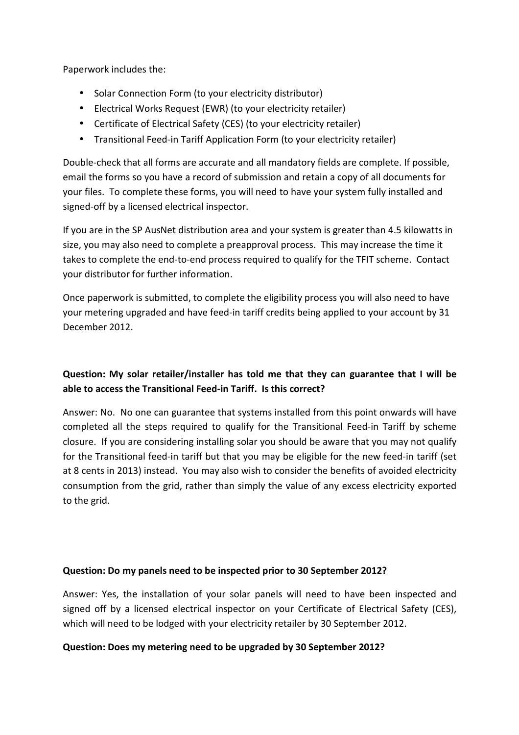Paperwork includes the:

- Solar Connection Form (to your electricity distributor)
- Electrical Works Request (EWR) (to your electricity retailer)
- Certificate of Electrical Safety (CES) (to your electricity retailer)
- Transitional Feed-in Tariff Application Form (to your electricity retailer)

Double-check that all forms are accurate and all mandatory fields are complete. If possible, email the forms so you have a record of submission and retain a copy of all documents for your files. To complete these forms, you will need to have your system fully installed and signed-off by a licensed electrical inspector.

If you are in the SP AusNet distribution area and your system is greater than 4.5 kilowatts in size, you may also need to complete a preapproval process. This may increase the time it takes to complete the end-to-end process required to qualify for the TFIT scheme. Contact your distributor for further information.

Once paperwork is submitted, to complete the eligibility process you will also need to have your metering upgraded and have feed-in tariff credits being applied to your account by 31 December 2012.

**Question: My solar retailer/installer has told me that they can guarantee that I will be able to access the Transitional Feed-in Tariff. Is this correct?**

Answer: No. No one can guarantee that systems installed from this point onwards will have completed all the steps required to qualify for the Transitional Feed-in Tariff by scheme closure. If you are considering installing solar you should be aware that you may not qualify for the Transitional feed-in tariff but that you may be eligible for the new feed-in tariff (set at 8 cents in 2013) instead. You may also wish to consider the benefits of avoided electricity consumption from the grid, rather than simply the value of any excess electricity exported to the grid.

**Question: Do my panels need to be inspected prior to 30 September 2012?**

Answer: Yes, the installation of your solar panels will need to have been inspected and signed off by a licensed electrical inspector on your Certificate of Electrical Safety (CES), which will need to be lodged with your electricity retailer by 30 September 2012.

**Question: Does my metering need to be upgraded by 30 September 2012?**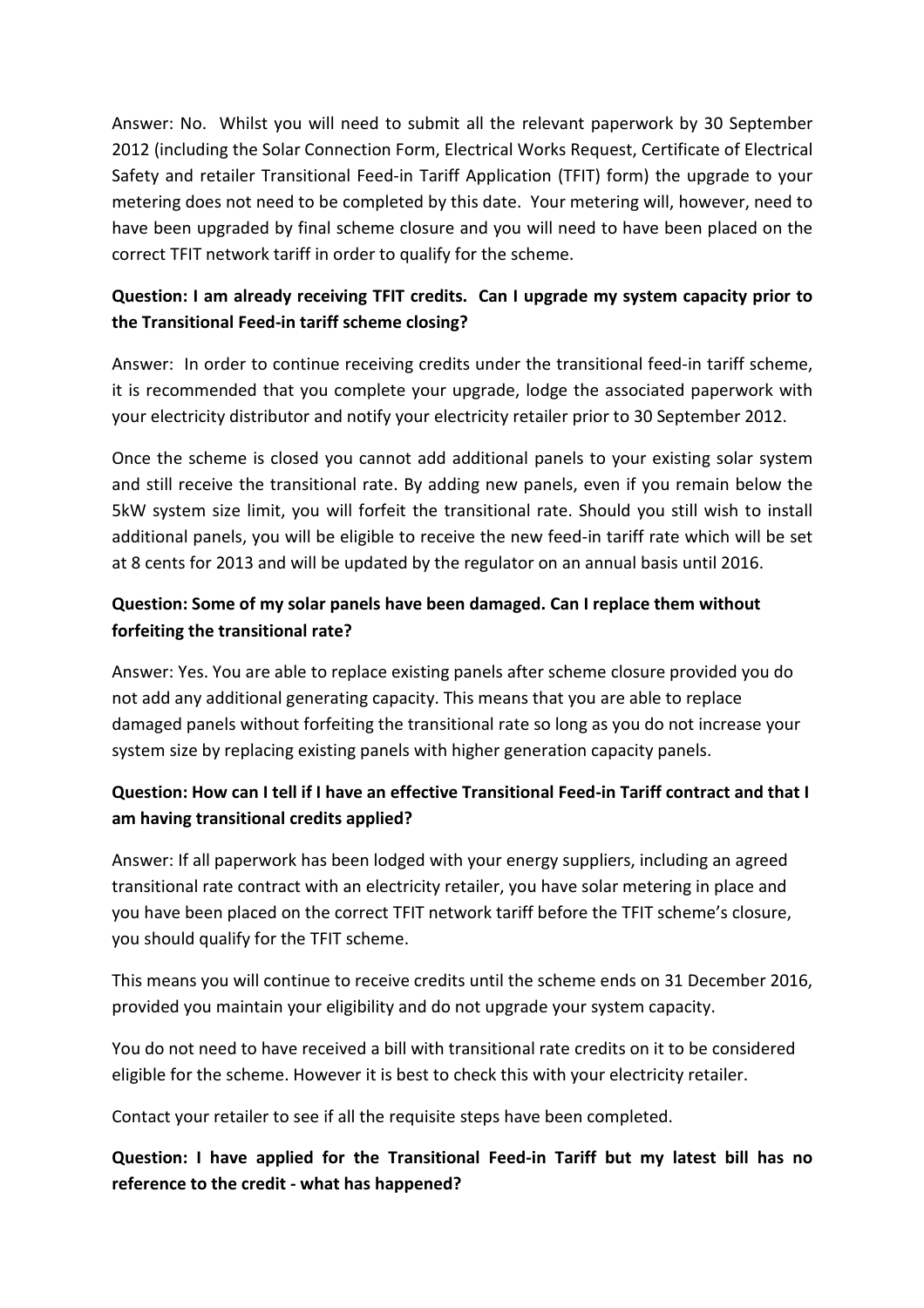Answer: No. Whilst you will need to submit all the relevant paperwork by 30 September 2012 (including the Solar Connection Form, Electrical Works Request, Certificate of Electrical Safety and retailer Transitional Feed-in Tariff Application (TFIT) form) the upgrade to your metering does not need to be completed by this date. Your metering will, however, need to have been upgraded by final scheme closure and you will need to have been placed on the correct TFIT network tariff in order to qualify for the scheme.

**Question: I am already receiving TFIT credits. Can I upgrade my system capacity prior to the Transitional Feed-in tariff scheme closing?**

Answer: In order to continue receiving credits under the transitional feed-in tariff scheme, it is recommended that you complete your upgrade, lodge the associated paperwork with your electricity distributor and notify your electricity retailer prior to 30 September 2012.

Once the scheme is closed you cannot add additional panels to your existing solar system and still receive the transitional rate. By adding new panels, even if you remain below the 5kW system size limit, you will forfeit the transitional rate. Should you still wish to install additional panels, you will be eligible to receive the new feed-in tariff rate which will be set at 8 cents for 2013 and will be updated by the regulator on an annual basis until 2016.

**Question: Some of my solar panels have been damaged. Can I replace them without forfeiting the transitional rate?**

Answer: Yes. You are able to replace existing panels after scheme closure provided you do not add any additional generating capacity. This means that you are able to replace damaged panels without forfeiting the transitional rate so long as you do not increase your system size by replacing existing panels with higher generation capacity panels.

**Question: How can I tell if I have an effective Transitional Feed-in Tariff contract and that I am having transitional credits applied?**

Answer: If all paperwork has been lodged with your energy suppliers, including an agreed transitional rate contract with an electricity retailer, you have solar metering in place and you have been placed on the correct TFIT network tariff before the TFIT scheme's closure, you should qualify for the TFIT scheme.

This means you will continue to receive credits until the scheme ends on 31 December 2016, provided you maintain your eligibility and do not upgrade your system capacity.

You do not need to have received a bill with transitional rate credits on it to be considered eligible for the scheme. However it is best to check this with your electricity retailer.

Contact your retailer to see if all the requisite steps have been completed.

**Question: I have applied for the Transitional Feed-in Tariff but my latest bill has no reference to the credit - what has happened?**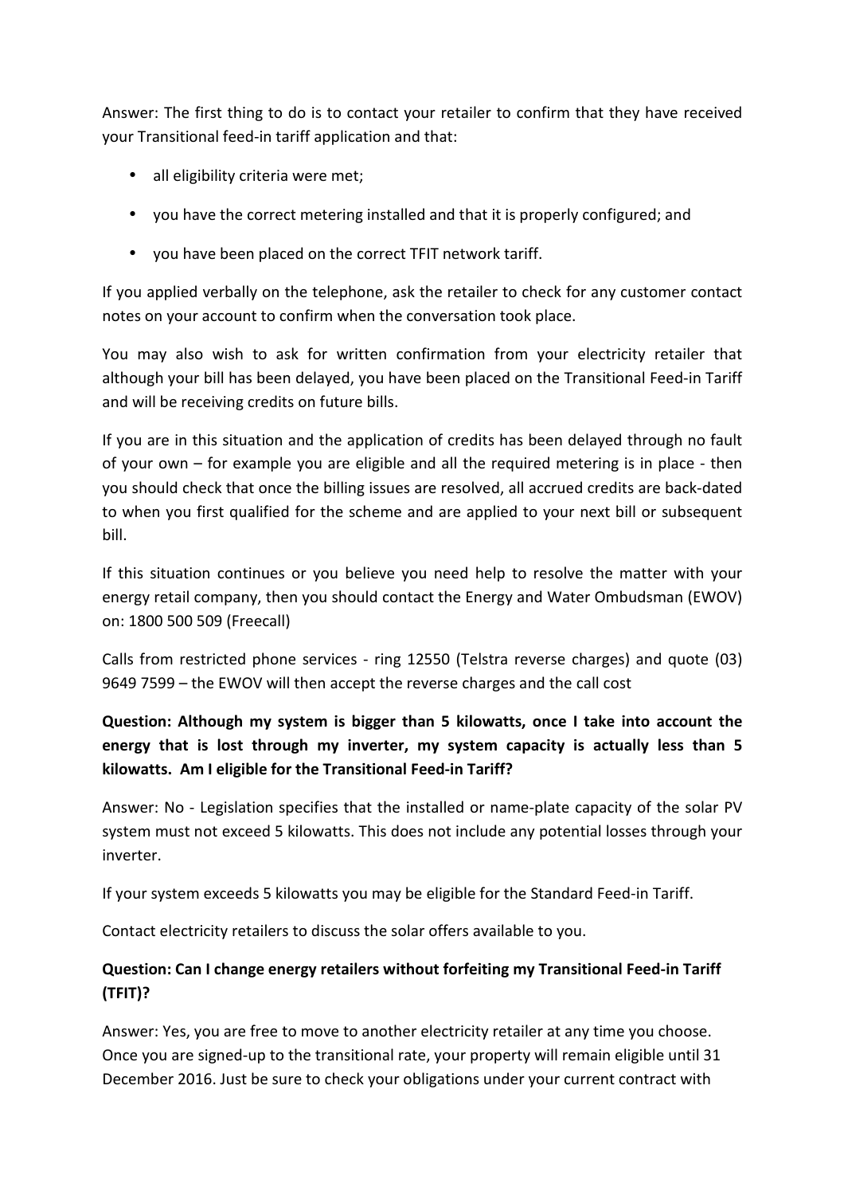Answer: The first thing to do is to contact your retailer to confirm that they have received your Transitional feed-in tariff application and that:

- all eligibility criteria were met;
- you have the correct metering installed and that it is properly configured; and
- you have been placed on the correct TFIT network tariff.

If you applied verbally on the telephone, ask the retailer to check for any customer contact notes on your account to confirm when the conversation took place.

You may also wish to ask for written confirmation from your electricity retailer that although your bill has been delayed, you have been placed on the Transitional Feed-in Tariff and will be receiving credits on future bills.

If you are in this situation and the application of credits has been delayed through no fault of your own – for example you are eligible and all the required metering is in place - then you should check that once the billing issues are resolved, all accrued credits are back-dated to when you first qualified for the scheme and are applied to your next bill or subsequent bill.

If this situation continues or you believe you need help to resolve the matter with your energy retail company, then you should contact the Energy and Water Ombudsman (EWOV) on: 1800 500 509 (Freecall)

Calls from restricted phone services - ring 12550 (Telstra reverse charges) and quote (03) 9649 7599 – the EWOV will then accept the reverse charges and the call cost

**Question: Although my system is bigger than 5 kilowatts, once I take into account the energy that is lost through my inverter, my system capacity is actually less than 5 kilowatts. Am I eligible for the Transitional Feed-in Tariff?**

Answer: No - Legislation specifies that the installed or name-plate capacity of the solar PV system must not exceed 5 kilowatts. This does not include any potential losses through your inverter.

If your system exceeds 5 kilowatts you may be eligible for the Standard Feed-in Tariff.

Contact electricity retailers to discuss the solar offers available to you.

**Question: Can I change energy retailers without forfeiting my Transitional Feed-in Tariff (TFIT)?**

Answer: Yes, you are free to move to another electricity retailer at any time you choose. Once you are signed-up to the transitional rate, your property will remain eligible until 31 December 2016. Just be sure to check your obligations under your current contract with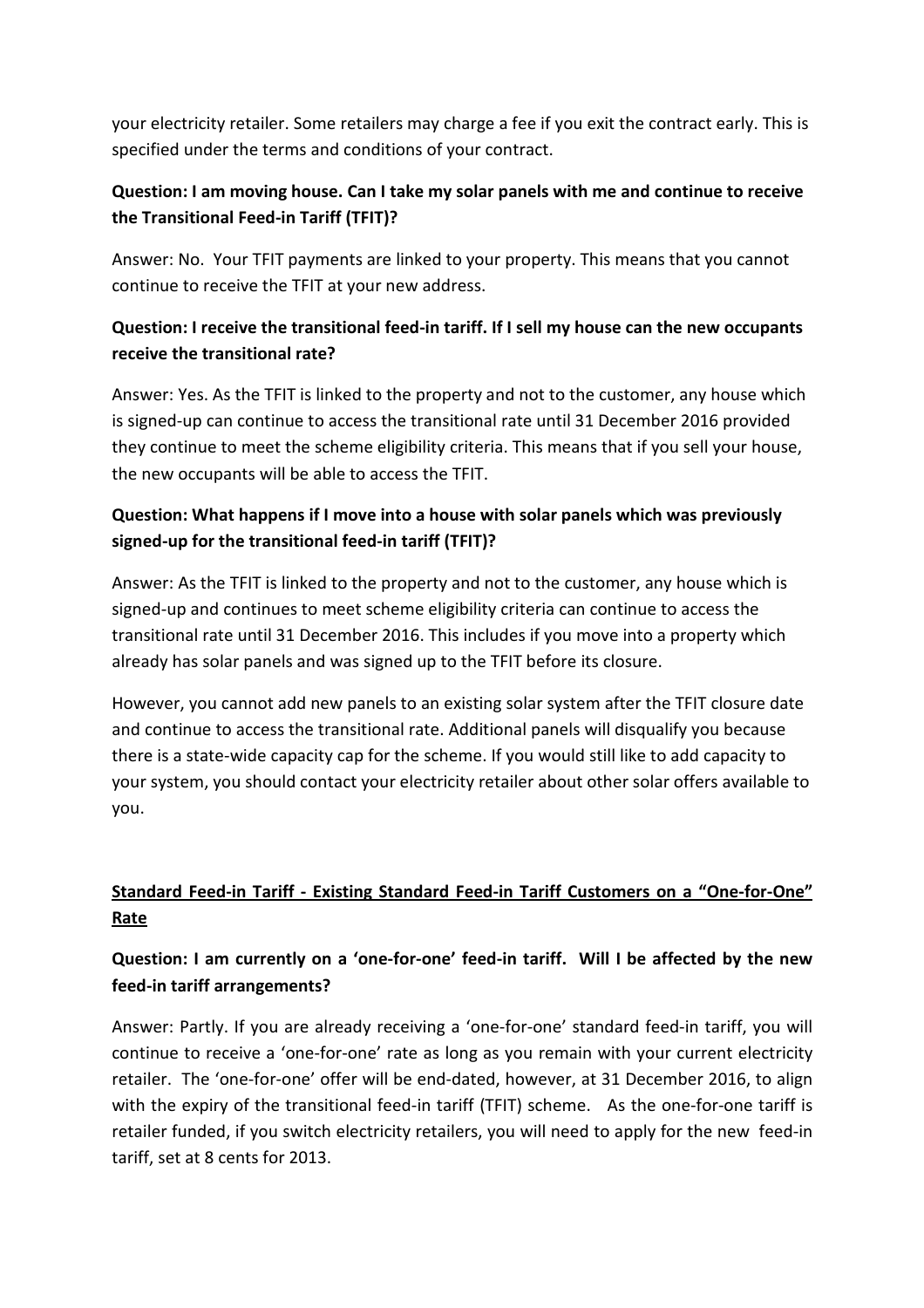your electricity retailer. Some retailers may charge a fee if you exit the contract early. This is specified under the terms and conditions of your contract.

**Question: I am moving house. Can I take my solar panels with me and continue to receive the Transitional Feed-in Tariff (TFIT)?**

Answer: No. Your TFIT payments are linked to your property. This means that you cannot continue to receive the TFIT at your new address.

**Question: I receive the transitional feed-in tariff. If I sell my house can the new occupants receive the transitional rate?**

Answer: Yes. As the TFIT is linked to the property and not to the customer, any house which is signed-up can continue to access the transitional rate until 31 December 2016 provided they continue to meet the scheme eligibility criteria. This means that if you sell your house, the new occupants will be able to access the TFIT.

**Question: What happens if I move into a house with solar panels which was previously signed-up for the transitional feed-in tariff (TFIT)?**

Answer: As the TFIT is linked to the property and not to the customer, any house which is signed-up and continues to meet scheme eligibility criteria can continue to access the transitional rate until 31 December 2016. This includes if you move into a property which already has solar panels and was signed up to the TFIT before its closure.

However, you cannot add new panels to an existing solar system after the TFIT closure date and continue to access the transitional rate. Additional panels will disqualify you because there is a state-wide capacity cap for the scheme. If you would still like to add capacity to your system, you should contact your electricity retailer about other solar offers available to you.

## Standard Feed-in Tariff - Existing Standard Feed-in Tariff Customers on a "One-for-One" Rate

**Question: I am currently on a 'one-for-one' feed-in tariff. Will I be affected by the new feed-in tariff arrangements?**

Answer: Partly. If you are already receiving a 'one-for-one' standard feed-in tariff, you will continue to receive a 'one-for-one' rate as long as you remain with your current electricity retailer. The 'one-for-one' offer will be end-dated, however, at 31 December 2016, to align with the expiry of the transitional feed-in tariff (TFIT) scheme. As the one-for-one tariff is retailer funded, if you switch electricity retailers, you will need to apply for the new feed-in tariff, set at 8 cents for 2013.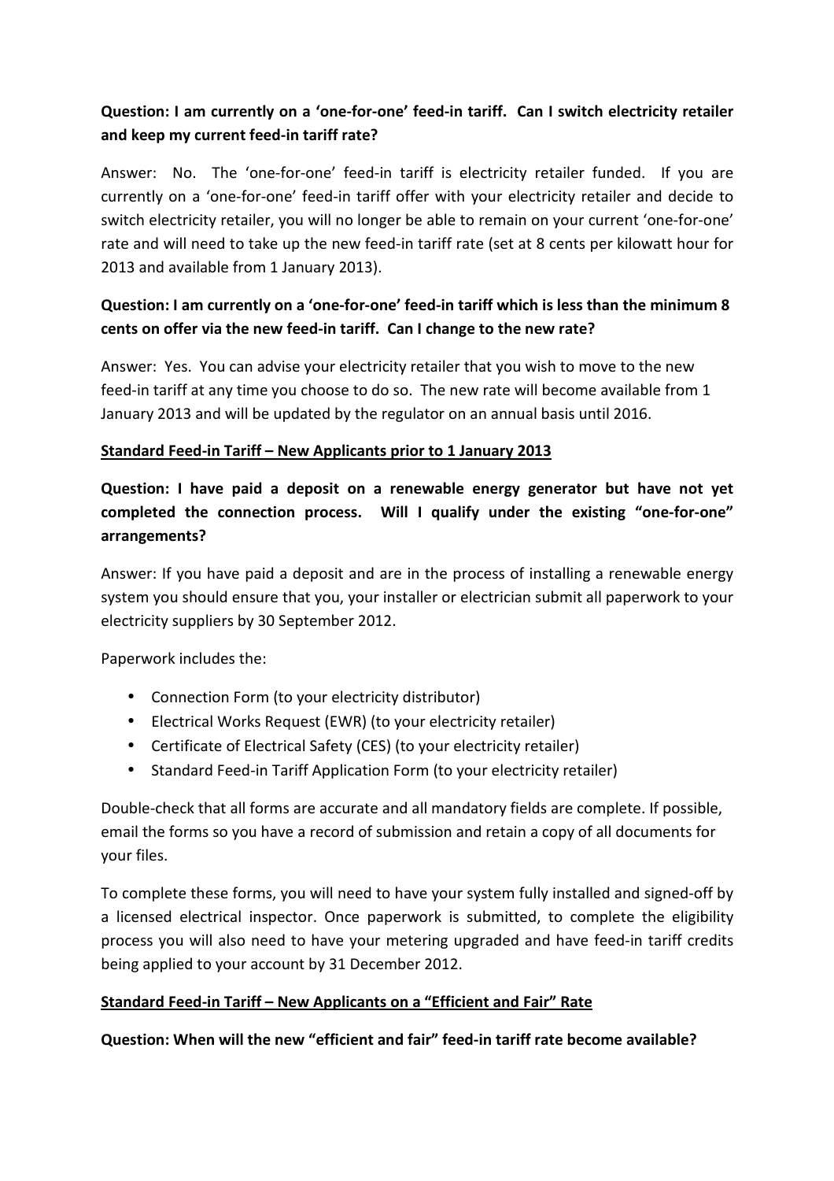**Question: I am currently on a 'one-for-one' feed-in tariff. Can I switch electricity retailer and keep my current feed-in tariff rate?**

Answer: No. The 'one-for-one' feed-in tariff is electricity retailer funded. If you are currently on a 'one-for-one' feed-in tariff offer with your electricity retailer and decide to switch electricity retailer, you will no longer be able to remain on your current 'one-for-one' rate and will need to take up the new feed-in tariff rate (set at 8 cents per kilowatt hour for 2013 and available from 1 January 2013).

**Question: I am currently on a 'one-for-one' feed-in tariff which is less than the minimum 8 cents on offer via the new feed-in tariff. Can I change to the new rate?**

Answer: Yes. You can advise your electricity retailer that you wish to move to the new feed-in tariff at any time you choose to do so. The new rate will become available from 1 January 2013 and will be updated by the regulator on an annual basis until 2016.

**<u>Standard Feed-in Tariff – New Applicants prior to 1 January 2013</u>**

**Question: I have paid a deposit on a renewable energy generator but have not yet completed the connection process. Will I qualify under the existing "one-for-one" arrangements?**

Answer: If you have paid a deposit and are in the process of installing a renewable energy system you should ensure that you, your installer or electrician submit all paperwork to your electricity suppliers by 30 September 2012.

Paperwork includes the:

- Connection Form (to your electricity distributor)
- Electrical Works Request (EWR) (to your electricity retailer)
- Certificate of Electrical Safety (CES) (to your electricity retailer)
- Standard Feed-in Tariff Application Form (to your electricity retailer)

Double-check that all forms are accurate and all mandatory fields are complete. If possible, email the forms so you have a record of submission and retain a copy of all documents for your files.

To complete these forms, you will need to have your system fully installed and signed-off by a licensed electrical inspector. Once paperwork is submitted, to complete the eligibility process you will also need to have your metering upgraded and have feed-in tariff credits being applied to your account by 31 December 2012.

**<u>Standard Feed-in Tariff – New Applicants on a "Efficient and Fair" Rate</u>**

**Question: When will the new "efficient and fair" feed-in tariff rate become available?**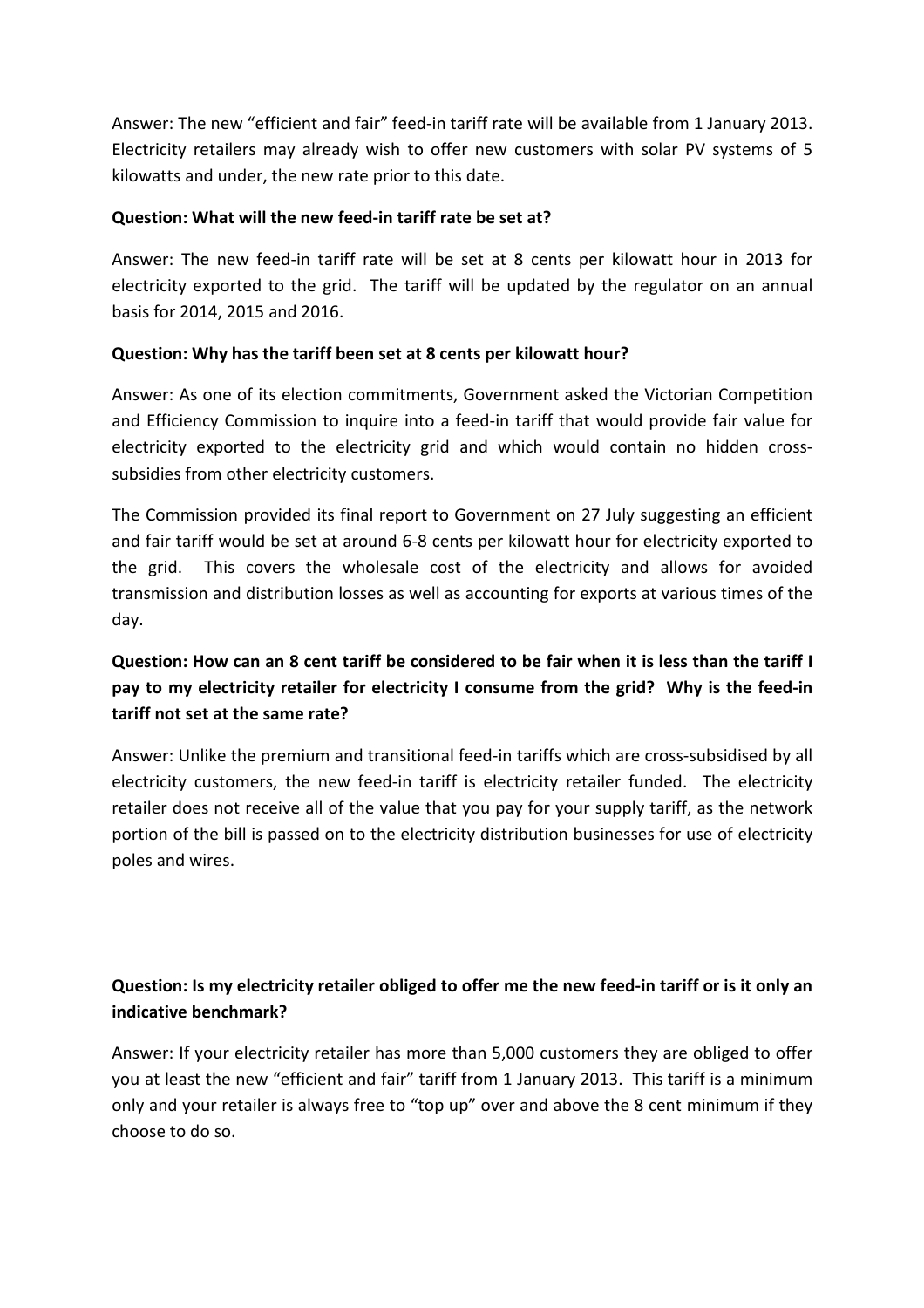Answer: The new "efficient and fair" feed-in tariff rate will be available from 1 January 2013. Electricity retailers may already wish to offer new customers with solar PV systems of 5 kilowatts and under, the new rate prior to this date.

**Question: What will the new feed-in tariff rate be set at?**

Answer: The new feed-in tariff rate will be set at 8 cents per kilowatt hour in 2013 for electricity exported to the grid. The tariff will be updated by the regulator on an annual basis for 2014, 2015 and 2016.

**Question: Why has the tariff been set at 8 cents per kilowatt hour?**

Answer: As one of its election commitments, Government asked the Victorian Competition and Efficiency Commission to inquire into a feed-in tariff that would provide fair value for electricity exported to the electricity grid and which would contain no hidden cross-subsidies from other electricity customers.

The Commission provided its final report to Government on 27 July suggesting an efficient and fair tariff would be set at around 6-8 cents per kilowatt hour for electricity exported to the grid. This covers the wholesale cost of the electricity and allows for avoided transmission and distribution losses as well as accounting for exports at various times of the day.

**Question: How can an 8 cent tariff be considered to be fair when it is less than the tariff I pay to my electricity retailer for electricity I consume from the grid? Why is the feed-in tariff not set at the same rate?**

Answer: Unlike the premium and transitional feed-in tariffs which are cross-subsidised by all electricity customers, the new feed-in tariff is electricity retailer funded. The electricity retailer does not receive all of the value that you pay for your supply tariff, as the network portion of the bill is passed on to the electricity distribution businesses for use of electricity poles and wires.

**Question: Is my electricity retailer obliged to offer me the new feed-in tariff or is it only an indicative benchmark?**

Answer: If your electricity retailer has more than 5,000 customers they are obliged to offer you at least the new "efficient and fair" tariff from 1 January 2013. This tariff is a minimum only and your retailer is always free to "top up" over and above the 8 cent minimum if they choose to do so.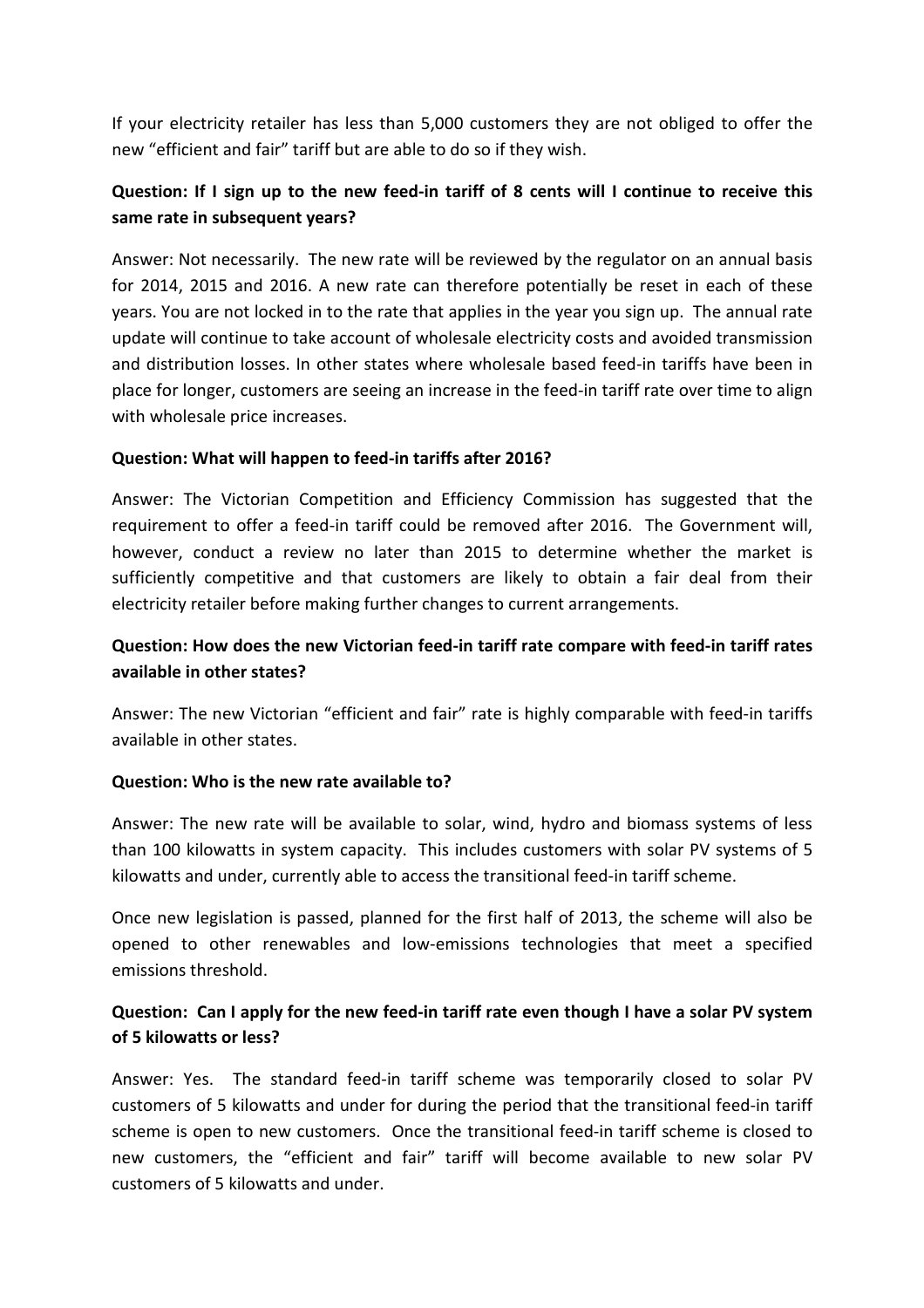If your electricity retailer has less than 5,000 customers they are not obliged to offer the new "efficient and fair" tariff but are able to do so if they wish.

**Question: If I sign up to the new feed-in tariff of 8 cents will I continue to receive this same rate in subsequent years?**

Answer: Not necessarily. The new rate will be reviewed by the regulator on an annual basis for 2014, 2015 and 2016. A new rate can therefore potentially be reset in each of these years. You are not locked in to the rate that applies in the year you sign up. The annual rate update will continue to take account of wholesale electricity costs and avoided transmission and distribution losses. In other states where wholesale based feed-in tariffs have been in place for longer, customers are seeing an increase in the feed-in tariff rate over time to align with wholesale price increases.

**Question: What will happen to feed-in tariffs after 2016?**

Answer: The Victorian Competition and Efficiency Commission has suggested that the requirement to offer a feed-in tariff could be removed after 2016. The Government will, however, conduct a review no later than 2015 to determine whether the market is sufficiently competitive and that customers are likely to obtain a fair deal from their electricity retailer before making further changes to current arrangements.

**Question: How does the new Victorian feed-in tariff rate compare with feed-in tariff rates available in other states?**

Answer: The new Victorian "efficient and fair" rate is highly comparable with feed-in tariffs available in other states.

**Question: Who is the new rate available to?**

Answer: The new rate will be available to solar, wind, hydro and biomass systems of less than 100 kilowatts in system capacity. This includes customers with solar PV systems of 5 kilowatts and under, currently able to access the transitional feed-in tariff scheme.

Once new legislation is passed, planned for the first half of 2013, the scheme will also be opened to other renewables and low-emissions technologies that meet a specified emissions threshold.

**Question: Can I apply for the new feed-in tariff rate even though I have a solar PV system of 5 kilowatts or less?**

Answer: Yes. The standard feed-in tariff scheme was temporarily closed to solar PV customers of 5 kilowatts and under for during the period that the transitional feed-in tariff scheme is open to new customers. Once the transitional feed-in tariff scheme is closed to new customers, the "efficient and fair" tariff will become available to new solar PV customers of 5 kilowatts and under.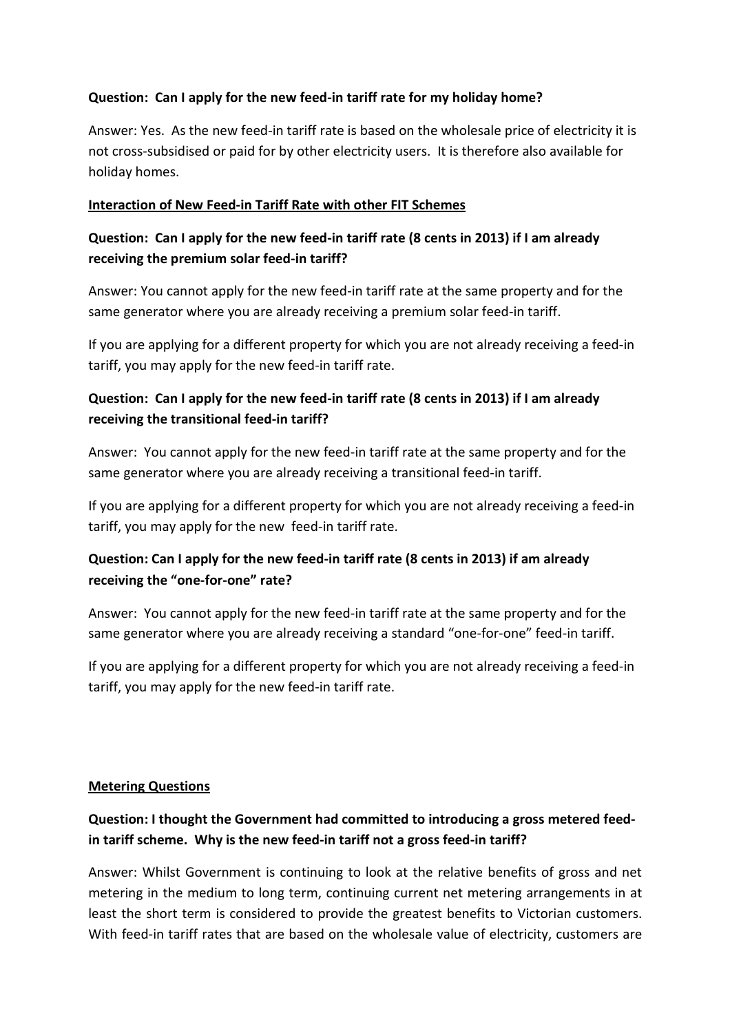**Question: Can I apply for the new feed-in tariff rate for my holiday home?**

Answer: Yes. As the new feed-in tariff rate is based on the wholesale price of electricity it is not cross-subsidised or paid for by other electricity users. It is therefore also available for holiday homes.

**Interaction of New Feed-in Tariff Rate with other FIT Schemes**

**Question: Can I apply for the new feed-in tariff rate (8 cents in 2013) if I am already receiving the premium solar feed-in tariff?**

Answer: You cannot apply for the new feed-in tariff rate at the same property and for the same generator where you are already receiving a premium solar feed-in tariff.

If you are applying for a different property for which you are not already receiving a feed-in tariff, you may apply for the new feed-in tariff rate.

**Question: Can I apply for the new feed-in tariff rate (8 cents in 2013) if I am already receiving the transitional feed-in tariff?**

Answer: You cannot apply for the new feed-in tariff rate at the same property and for the same generator where you are already receiving a transitional feed-in tariff.

If you are applying for a different property for which you are not already receiving a feed-in tariff, you may apply for the new feed-in tariff rate.

**Question: Can I apply for the new feed-in tariff rate (8 cents in 2013) if am already receiving the "one-for-one" rate?**

Answer: You cannot apply for the new feed-in tariff rate at the same property and for the same generator where you are already receiving a standard "one-for-one" feed-in tariff.

If you are applying for a different property for which you are not already receiving a feed-in tariff, you may apply for the new feed-in tariff rate.

**Metering Questions**

**Question: I thought the Government had committed to introducing a gross metered feed-in tariff scheme. Why is the new feed-in tariff not a gross feed-in tariff?**

Answer: Whilst Government is continuing to look at the relative benefits of gross and net metering in the medium to long term, continuing current net metering arrangements in at least the short term is considered to provide the greatest benefits to Victorian customers. With feed-in tariff rates that are based on the wholesale value of electricity, customers are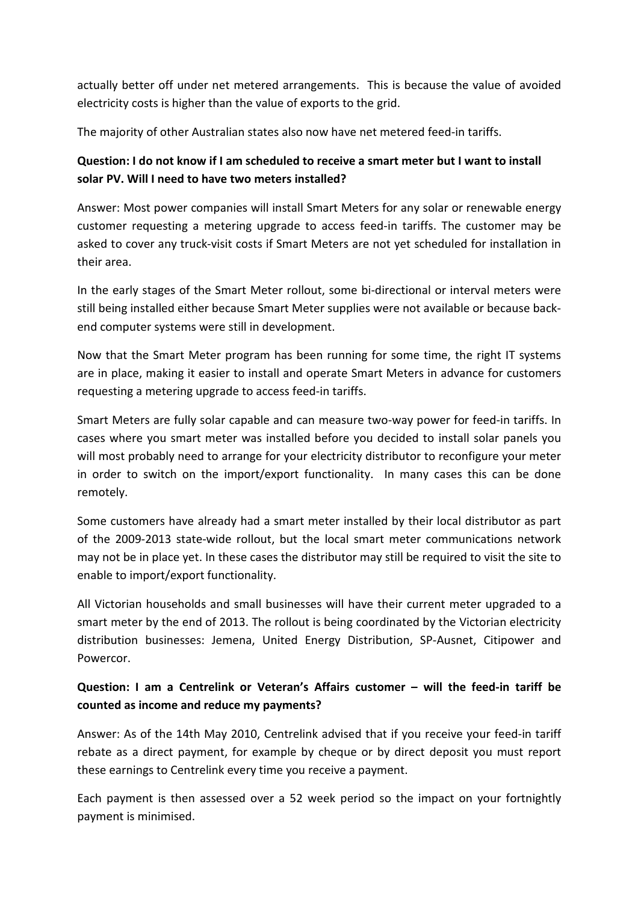actually better off under net metered arrangements. This is because the value of avoided electricity costs is higher than the value of exports to the grid.

The majority of other Australian states also now have net metered feed-in tariffs.

**Question: I do not know if I am scheduled to receive a smart meter but I want to install solar PV. Will I need to have two meters installed?**

Answer: Most power companies will install Smart Meters for any solar or renewable energy customer requesting a metering upgrade to access feed-in tariffs. The customer may be asked to cover any truck-visit costs if Smart Meters are not yet scheduled for installation in their area.

In the early stages of the Smart Meter rollout, some bi-directional or interval meters were still being installed either because Smart Meter supplies were not available or because back-end computer systems were still in development.

Now that the Smart Meter program has been running for some time, the right IT systems are in place, making it easier to install and operate Smart Meters in advance for customers requesting a metering upgrade to access feed-in tariffs.

Smart Meters are fully solar capable and can measure two-way power for feed-in tariffs. In cases where you smart meter was installed before you decided to install solar panels you will most probably need to arrange for your electricity distributor to reconfigure your meter in order to switch on the import/export functionality. In many cases this can be done remotely.

Some customers have already had a smart meter installed by their local distributor as part of the 2009-2013 state-wide rollout, but the local smart meter communications network may not be in place yet. In these cases the distributor may still be required to visit the site to enable to import/export functionality.

All Victorian households and small businesses will have their current meter upgraded to a smart meter by the end of 2013. The rollout is being coordinated by the Victorian electricity distribution businesses: Jemena, United Energy Distribution, SP-Ausnet, Citipower and Powercor.

**Question: I am a Centrelink or Veteran's Affairs customer – will the feed-in tariff be counted as income and reduce my payments?**

Answer: As of the 14th May 2010, Centrelink advised that if you receive your feed-in tariff rebate as a direct payment, for example by cheque or by direct deposit you must report these earnings to Centrelink every time you receive a payment.

Each payment is then assessed over a 52 week period so the impact on your fortnightly payment is minimised.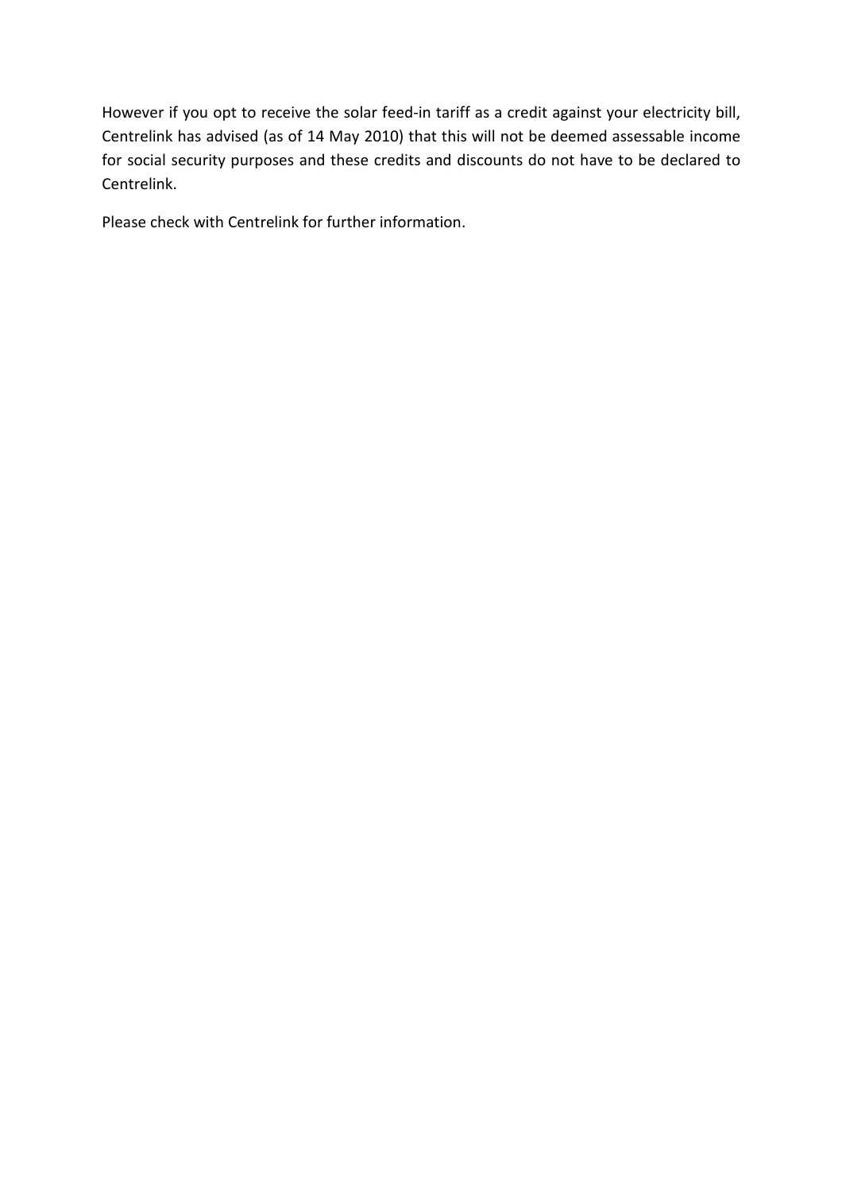However if you opt to receive the solar feed-in tariff as a credit against your electricity bill, Centrelink has advised (as of 14 May 2010) that this will not be deemed assessable income for social security purposes and these credits and discounts do not have to be declared to Centrelink.

Please check with Centrelink for further information.